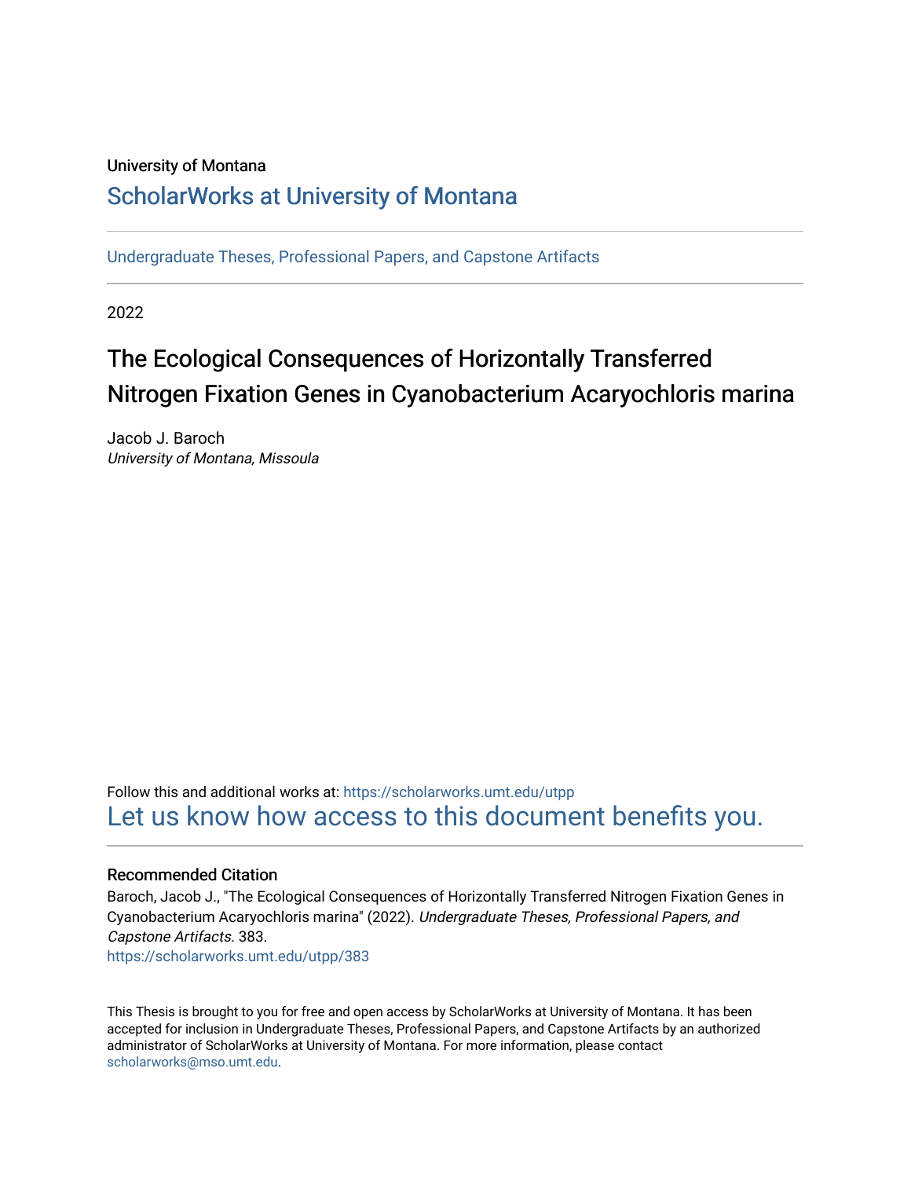University of Montana

## ScholarWorks at University of Montana

Undergraduate Theses, Professional Papers, and Capstone Artifacts

2022

# The Ecological Consequences of Horizontally Transferred Nitrogen Fixation Genes in Cyanobacterium Acaryochloris marina

Jacob J. Baroch
*University of Montana, Missoula*

Follow this and additional works at: https://scholarworks.umt.edu/utpp

Let us know how access to this document benefits you.

### Recommended Citation

Baroch, Jacob J., "The Ecological Consequences of Horizontally Transferred Nitrogen Fixation Genes in Cyanobacterium Acaryochloris marina" (2022). *Undergraduate Theses, Professional Papers, and Capstone Artifacts*. 383.
https://scholarworks.umt.edu/utpp/383

This Thesis is brought to you for free and open access by ScholarWorks at University of Montana. It has been accepted for inclusion in Undergraduate Theses, Professional Papers, and Capstone Artifacts by an authorized administrator of ScholarWorks at University of Montana. For more information, please contact scholarworks@mso.umt.edu.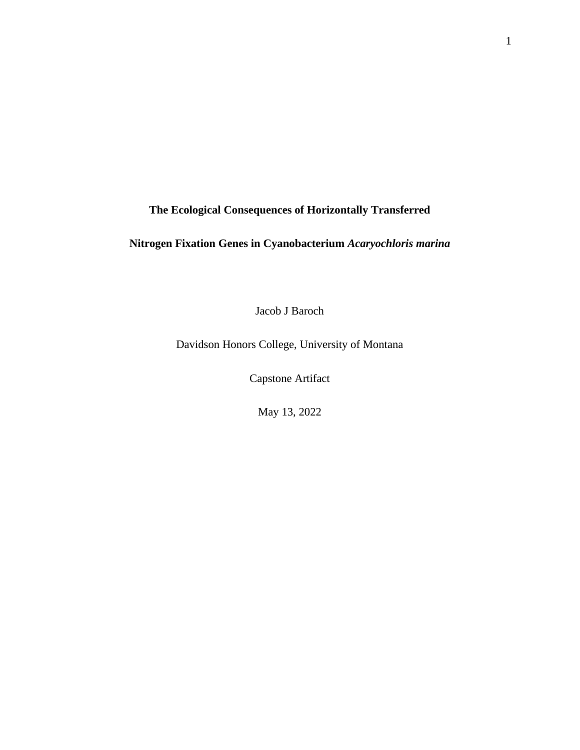**The Ecological Consequences of Horizontally Transferred**

**Nitrogen Fixation Genes in Cyanobacterium *Acaryochloris marina***

Jacob J Baroch

Davidson Honors College, University of Montana

Capstone Artifact

May 13, 2022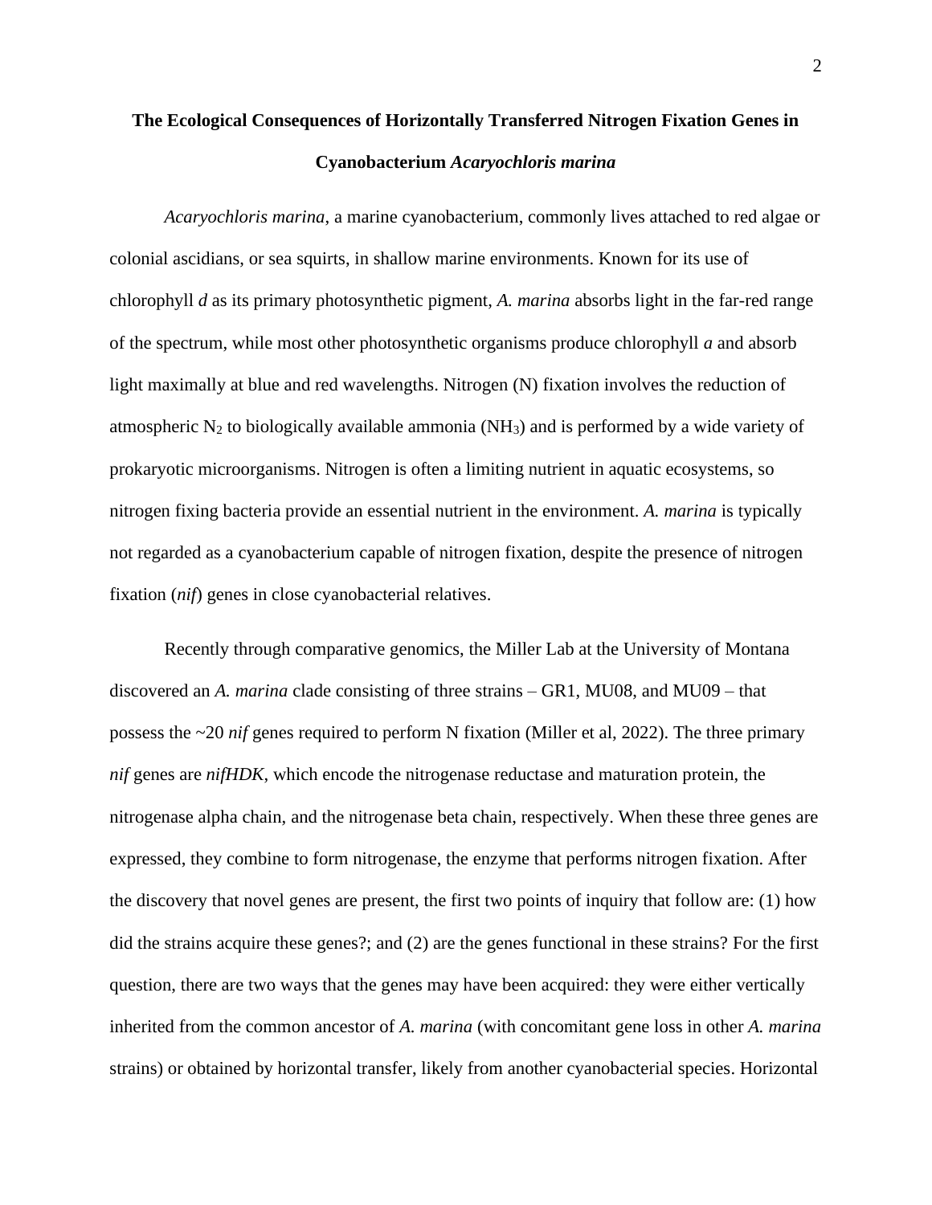# The Ecological Consequences of Horizontally Transferred Nitrogen Fixation Genes in Cyanobacterium *Acaryochloris marina*

*Acaryochloris marina,* a marine cyanobacterium, commonly lives attached to red algae or colonial ascidians, or sea squirts, in shallow marine environments. Known for its use of chlorophyll *d* as its primary photosynthetic pigment, *A. marina* absorbs light in the far-red range of the spectrum, while most other photosynthetic organisms produce chlorophyll *a* and absorb light maximally at blue and red wavelengths. Nitrogen (N) fixation involves the reduction of atmospheric $N_2$ to biologically available ammonia ($NH_3$) and is performed by a wide variety of prokaryotic microorganisms. Nitrogen is often a limiting nutrient in aquatic ecosystems, so nitrogen fixing bacteria provide an essential nutrient in the environment. *A. marina* is typically not regarded as a cyanobacterium capable of nitrogen fixation, despite the presence of nitrogen fixation (*nif*) genes in close cyanobacterial relatives.

Recently through comparative genomics, the Miller Lab at the University of Montana discovered an *A. marina* clade consisting of three strains – GR1, MU08, and MU09 – that possess the ~20 *nif* genes required to perform N fixation (Miller et al, 2022). The three primary *nif* genes are *nifHDK,* which encode the nitrogenase reductase and maturation protein, the nitrogenase alpha chain, and the nitrogenase beta chain, respectively. When these three genes are expressed, they combine to form nitrogenase, the enzyme that performs nitrogen fixation. After the discovery that novel genes are present, the first two points of inquiry that follow are: (1) how did the strains acquire these genes?; and (2) are the genes functional in these strains? For the first question, there are two ways that the genes may have been acquired: they were either vertically inherited from the common ancestor of *A. marina* (with concomitant gene loss in other *A. marina* strains) or obtained by horizontal transfer, likely from another cyanobacterial species. Horizontal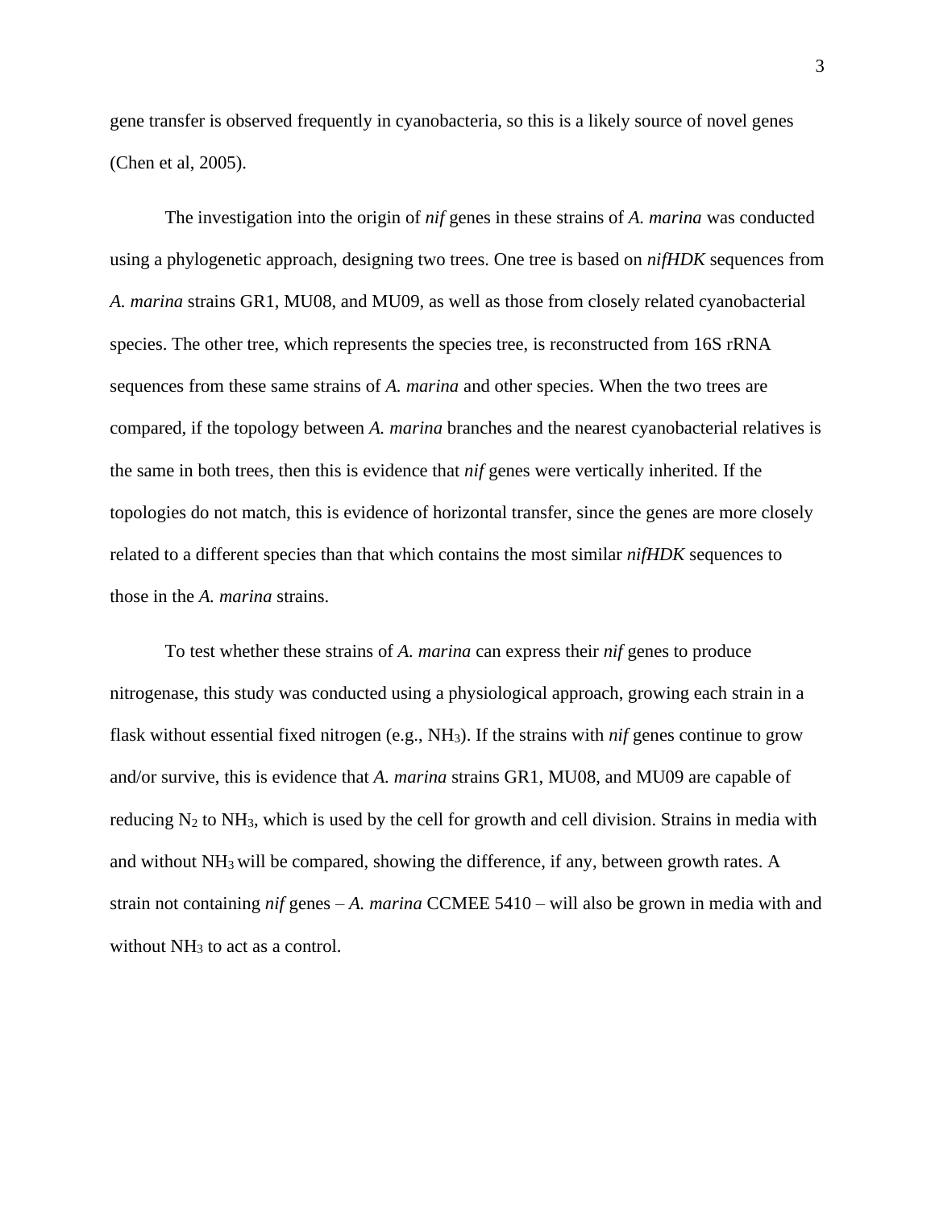gene transfer is observed frequently in cyanobacteria, so this is a likely source of novel genes (Chen et al, 2005).

The investigation into the origin of *nif* genes in these strains of *A. marina* was conducted using a phylogenetic approach, designing two trees. One tree is based on *nifHDK* sequences from *A. marina* strains GR1, MU08, and MU09, as well as those from closely related cyanobacterial species. The other tree, which represents the species tree, is reconstructed from 16S rRNA sequences from these same strains of *A. marina* and other species. When the two trees are compared, if the topology between *A. marina* branches and the nearest cyanobacterial relatives is the same in both trees, then this is evidence that *nif* genes were vertically inherited. If the topologies do not match, this is evidence of horizontal transfer, since the genes are more closely related to a different species than that which contains the most similar *nifHDK* sequences to those in the *A. marina* strains.

To test whether these strains of *A. marina* can express their *nif* genes to produce nitrogenase, this study was conducted using a physiological approach, growing each strain in a flask without essential fixed nitrogen (e.g., $NH_3$). If the strains with *nif* genes continue to grow and/or survive, this is evidence that *A. marina* strains GR1, MU08, and MU09 are capable of reducing $N_2$ to $NH_3$, which is used by the cell for growth and cell division. Strains in media with and without $NH_3$ will be compared, showing the difference, if any, between growth rates. A strain not containing *nif* genes – *A. marina* CCMEE 5410 – will also be grown in media with and without $NH_3$ to act as a control.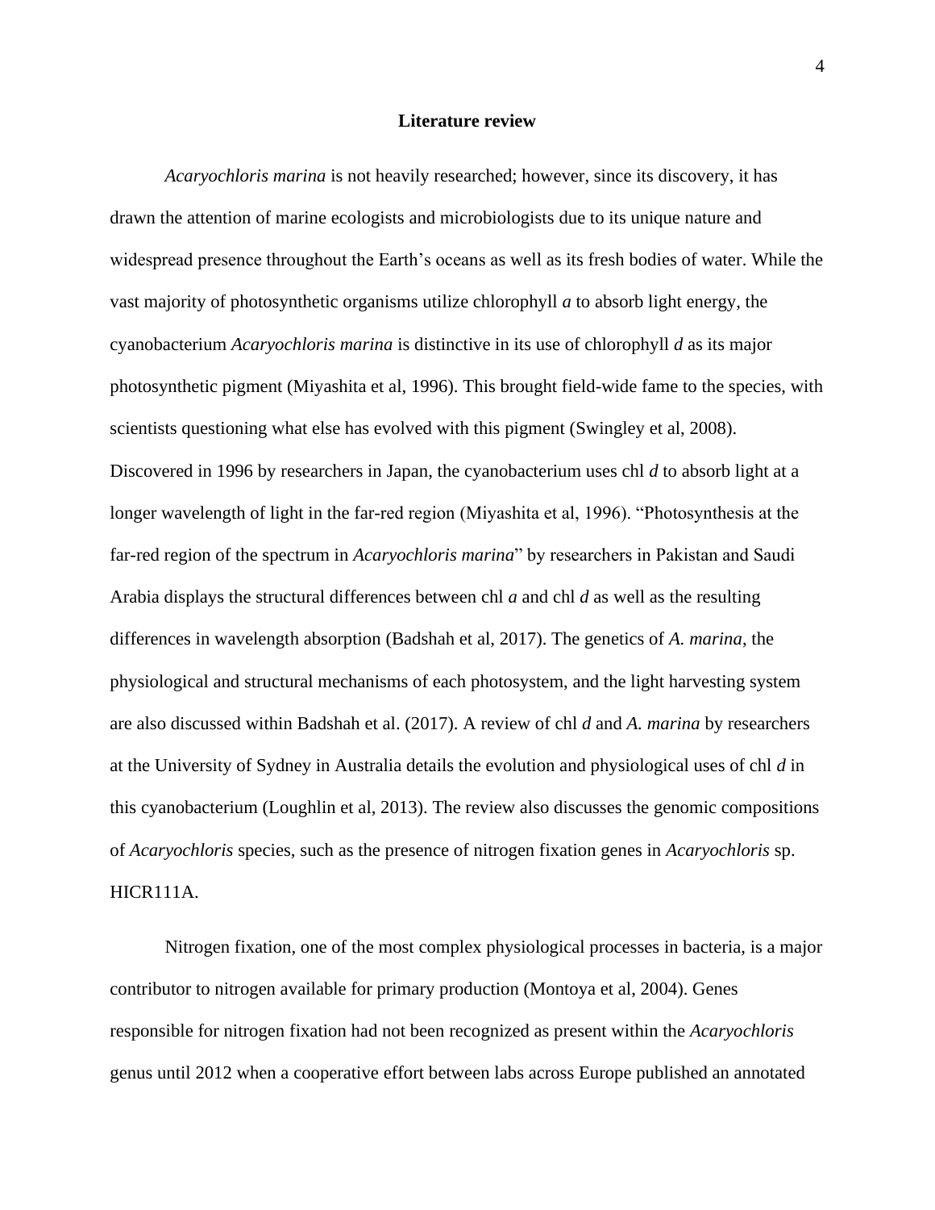## Literature review

*Acaryochloris marina* is not heavily researched; however, since its discovery, it has drawn the attention of marine ecologists and microbiologists due to its unique nature and widespread presence throughout the Earth's oceans as well as its fresh bodies of water. While the vast majority of photosynthetic organisms utilize chlorophyll *a* to absorb light energy, the cyanobacterium *Acaryochloris marina* is distinctive in its use of chlorophyll *d* as its major photosynthetic pigment (Miyashita et al, 1996). This brought field-wide fame to the species, with scientists questioning what else has evolved with this pigment (Swingley et al, 2008). Discovered in 1996 by researchers in Japan, the cyanobacterium uses chl *d* to absorb light at a longer wavelength of light in the far-red region (Miyashita et al, 1996). "Photosynthesis at the far-red region of the spectrum in *Acaryochloris marina*" by researchers in Pakistan and Saudi Arabia displays the structural differences between chl *a* and chl *d* as well as the resulting differences in wavelength absorption (Badshah et al, 2017). The genetics of *A. marina*, the physiological and structural mechanisms of each photosystem, and the light harvesting system are also discussed within Badshah et al. (2017). A review of chl *d* and *A. marina* by researchers at the University of Sydney in Australia details the evolution and physiological uses of chl *d* in this cyanobacterium (Loughlin et al, 2013). The review also discusses the genomic compositions of *Acaryochloris* species, such as the presence of nitrogen fixation genes in *Acaryochloris* sp. HICR111A.

Nitrogen fixation, one of the most complex physiological processes in bacteria, is a major contributor to nitrogen available for primary production (Montoya et al, 2004). Genes responsible for nitrogen fixation had not been recognized as present within the *Acaryochloris* genus until 2012 when a cooperative effort between labs across Europe published an annotated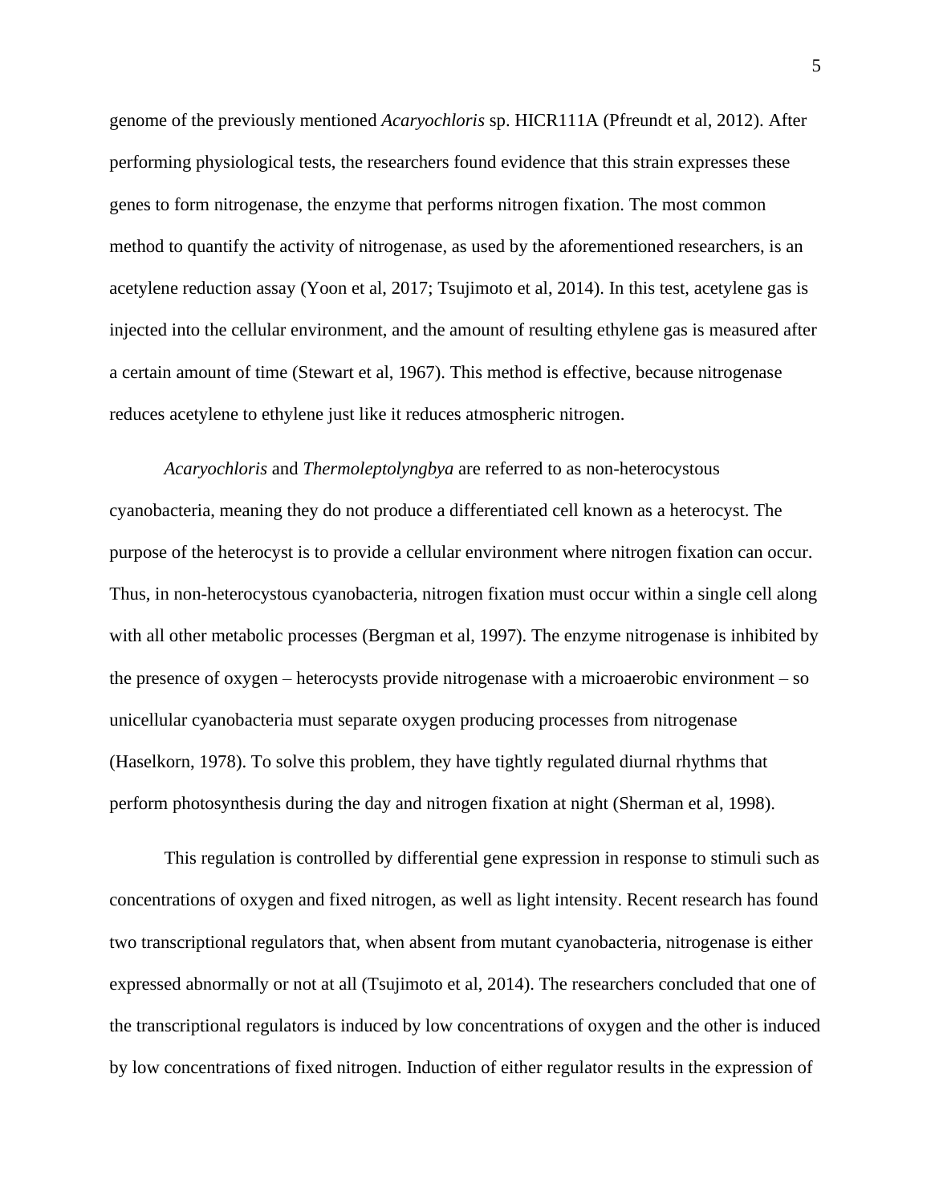genome of the previously mentioned *Acaryochloris* sp. HICR111A (Pfreundt et al, 2012). After performing physiological tests, the researchers found evidence that this strain expresses these genes to form nitrogenase, the enzyme that performs nitrogen fixation. The most common method to quantify the activity of nitrogenase, as used by the aforementioned researchers, is an acetylene reduction assay (Yoon et al, 2017; Tsujimoto et al, 2014). In this test, acetylene gas is injected into the cellular environment, and the amount of resulting ethylene gas is measured after a certain amount of time (Stewart et al, 1967). This method is effective, because nitrogenase reduces acetylene to ethylene just like it reduces atmospheric nitrogen.

*Acaryochloris* and *Thermoleptolyngbya* are referred to as non-heterocystous cyanobacteria, meaning they do not produce a differentiated cell known as a heterocyst. The purpose of the heterocyst is to provide a cellular environment where nitrogen fixation can occur. Thus, in non-heterocystous cyanobacteria, nitrogen fixation must occur within a single cell along with all other metabolic processes (Bergman et al, 1997). The enzyme nitrogenase is inhibited by the presence of oxygen – heterocysts provide nitrogenase with a microaerobic environment – so unicellular cyanobacteria must separate oxygen producing processes from nitrogenase (Haselkorn, 1978). To solve this problem, they have tightly regulated diurnal rhythms that perform photosynthesis during the day and nitrogen fixation at night (Sherman et al, 1998).

This regulation is controlled by differential gene expression in response to stimuli such as concentrations of oxygen and fixed nitrogen, as well as light intensity. Recent research has found two transcriptional regulators that, when absent from mutant cyanobacteria, nitrogenase is either expressed abnormally or not at all (Tsujimoto et al, 2014). The researchers concluded that one of the transcriptional regulators is induced by low concentrations of oxygen and the other is induced by low concentrations of fixed nitrogen. Induction of either regulator results in the expression of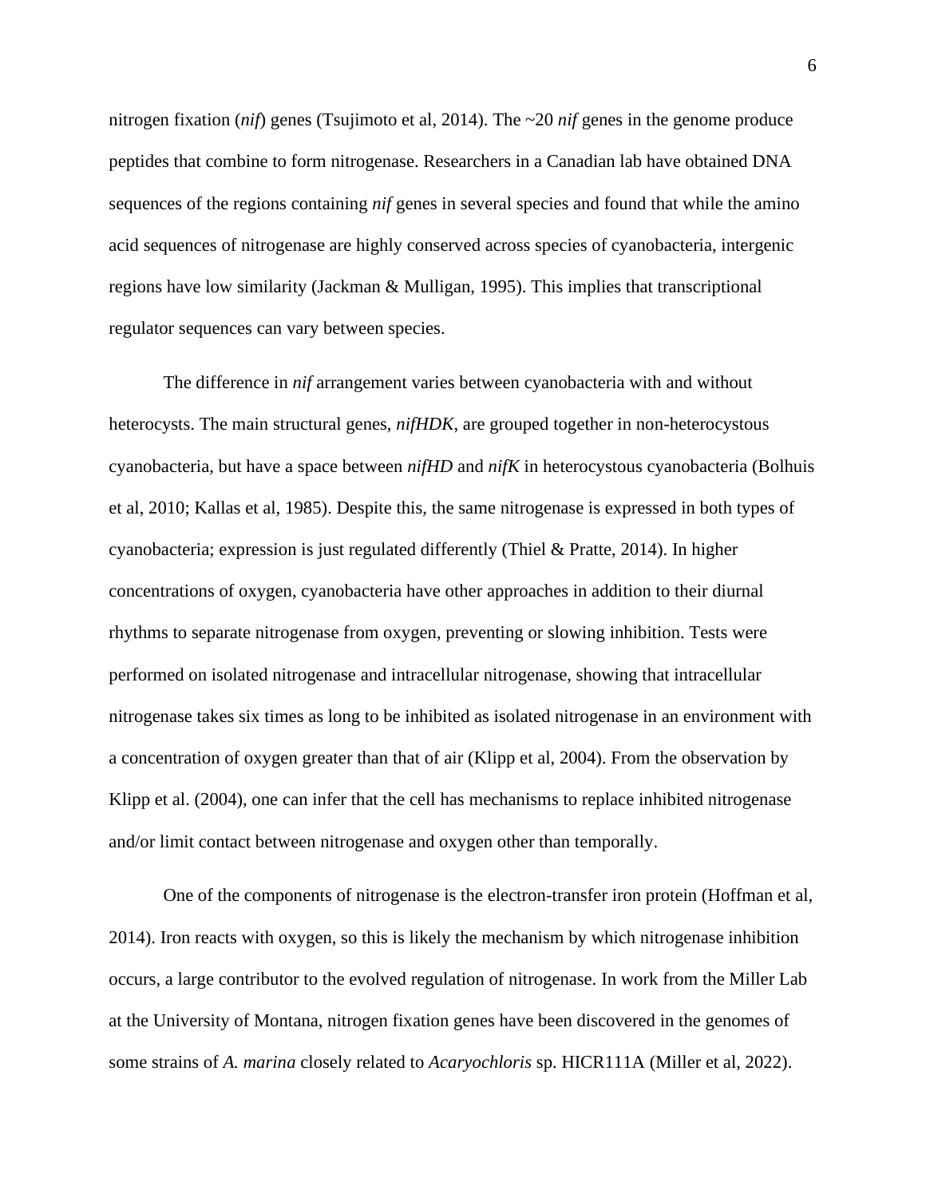nitrogen fixation (*nif*) genes (Tsujimoto et al, 2014). The ~20 *nif* genes in the genome produce peptides that combine to form nitrogenase. Researchers in a Canadian lab have obtained DNA sequences of the regions containing *nif* genes in several species and found that while the amino acid sequences of nitrogenase are highly conserved across species of cyanobacteria, intergenic regions have low similarity (Jackman & Mulligan, 1995). This implies that transcriptional regulator sequences can vary between species.

The difference in *nif* arrangement varies between cyanobacteria with and without heterocysts. The main structural genes, *nifHDK*, are grouped together in non-heterocystous cyanobacteria, but have a space between *nifHD* and *nifK* in heterocystous cyanobacteria (Bolhuis et al, 2010; Kallas et al, 1985). Despite this, the same nitrogenase is expressed in both types of cyanobacteria; expression is just regulated differently (Thiel & Pratte, 2014). In higher concentrations of oxygen, cyanobacteria have other approaches in addition to their diurnal rhythms to separate nitrogenase from oxygen, preventing or slowing inhibition. Tests were performed on isolated nitrogenase and intracellular nitrogenase, showing that intracellular nitrogenase takes six times as long to be inhibited as isolated nitrogenase in an environment with a concentration of oxygen greater than that of air (Klipp et al, 2004). From the observation by Klipp et al. (2004), one can infer that the cell has mechanisms to replace inhibited nitrogenase and/or limit contact between nitrogenase and oxygen other than temporally.

One of the components of nitrogenase is the electron-transfer iron protein (Hoffman et al, 2014). Iron reacts with oxygen, so this is likely the mechanism by which nitrogenase inhibition occurs, a large contributor to the evolved regulation of nitrogenase. In work from the Miller Lab at the University of Montana, nitrogen fixation genes have been discovered in the genomes of some strains of *A. marina* closely related to *Acaryochloris* sp. HICR111A (Miller et al, 2022).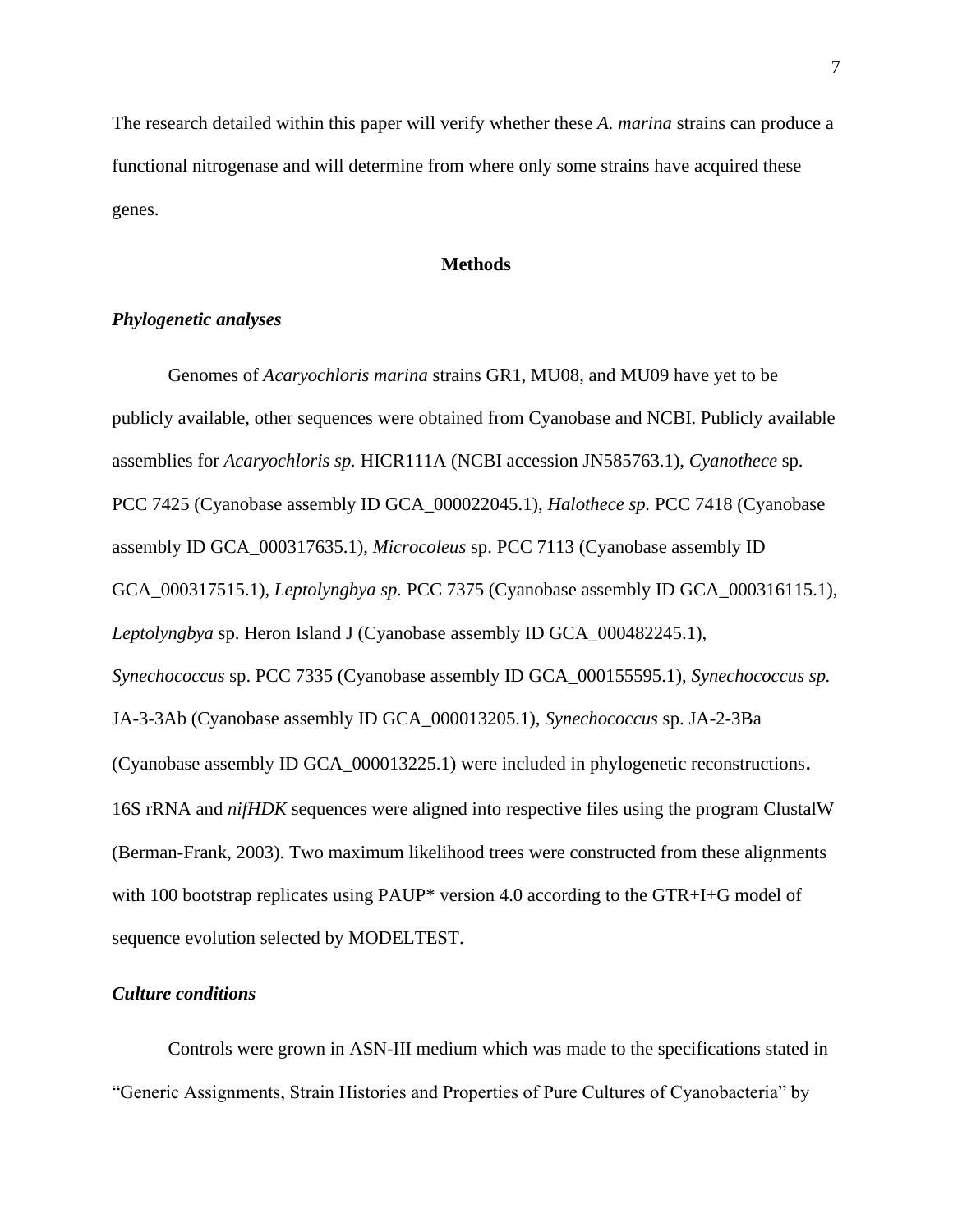The research detailed within this paper will verify whether these *A. marina* strains can produce a functional nitrogenase and will determine from where only some strains have acquired these genes.

## Methods

### *Phylogenetic analyses*

Genomes of *Acaryochloris marina* strains GR1, MU08, and MU09 have yet to be publicly available, other sequences were obtained from Cyanobase and NCBI. Publicly available assemblies for *Acaryochloris sp.* HICR111A (NCBI accession JN585763.1), *Cyanothece* sp. PCC 7425 (Cyanobase assembly ID GCA_000022045.1), *Halothece sp.* PCC 7418 (Cyanobase assembly ID GCA_000317635.1), *Microcoleus* sp. PCC 7113 (Cyanobase assembly ID GCA_000317515.1), *Leptolyngbya sp.* PCC 7375 (Cyanobase assembly ID GCA_000316115.1), *Leptolyngbya* sp. Heron Island J (Cyanobase assembly ID GCA_000482245.1), *Synechococcus* sp. PCC 7335 (Cyanobase assembly ID GCA_000155595.1), *Synechococcus sp.* JA-3-3Ab (Cyanobase assembly ID GCA_000013205.1), *Synechococcus* sp. JA-2-3Ba (Cyanobase assembly ID GCA_000013225.1) were included in phylogenetic reconstructions. 16S rRNA and *nifHDK* sequences were aligned into respective files using the program ClustalW (Berman-Frank, 2003). Two maximum likelihood trees were constructed from these alignments with 100 bootstrap replicates using PAUP* version 4.0 according to the GTR+I+G model of sequence evolution selected by MODELTEST.

### *Culture conditions*

Controls were grown in ASN-III medium which was made to the specifications stated in "Generic Assignments, Strain Histories and Properties of Pure Cultures of Cyanobacteria" by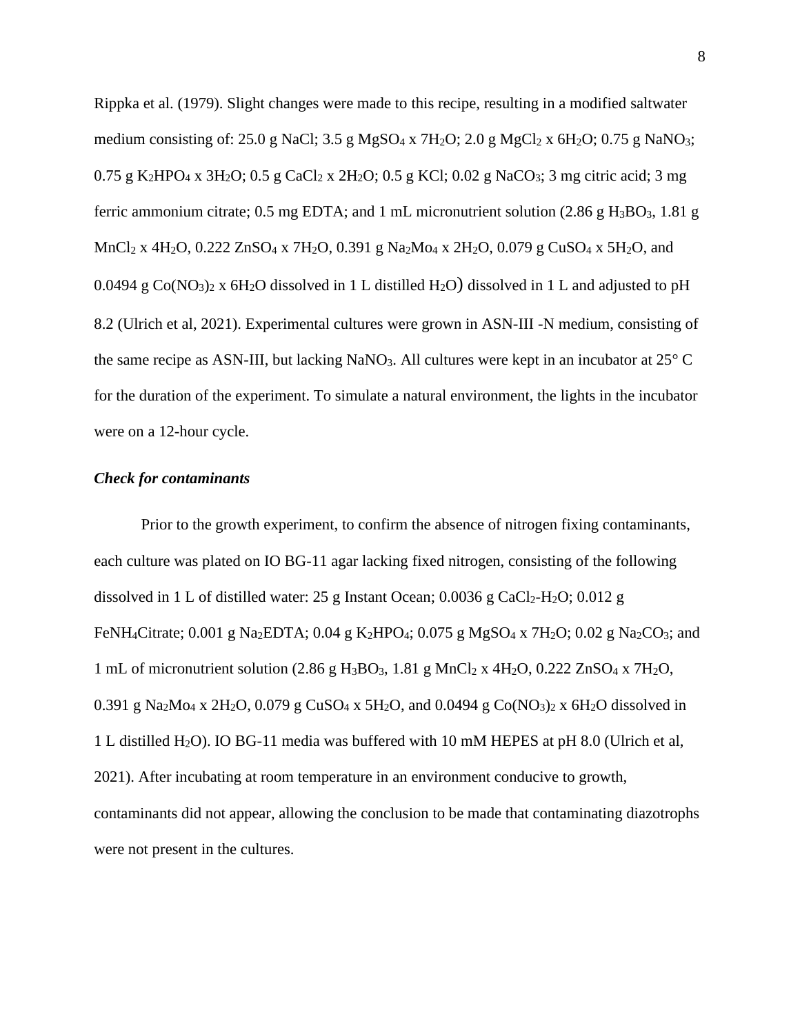Rippka et al. (1979). Slight changes were made to this recipe, resulting in a modified saltwater medium consisting of: 25.0 g NaCl; 3.5 g $MgSO_4$ x $7H_2O$; 2.0 g $MgCl_2$ x $6H_2O$; 0.75 g $NaNO_3$; 0.75 g $K_2HPO_4$ x $3H_2O$; 0.5 g $CaCl_2$ x $2H_2O$; 0.5 g KCl; 0.02 g $NaCO_3$; 3 mg citric acid; 3 mg ferric ammonium citrate; 0.5 mg EDTA; and 1 mL micronutrient solution (2.86 g $H_3BO_3$, 1.81 g $MnCl_2$ x $4H_2O$, 0.222 $ZnSO_4$ x $7H_2O$, 0.391 g $Na_2Mo_4$ x $2H_2O$, 0.079 g $CuSO_4$ x $5H_2O$, and 0.0494 g $Co(NO_3)_2$ x $6H_2O$ dissolved in 1 L distilled $H_2O$) dissolved in 1 L and adjusted to pH 8.2 (Ulrich et al, 2021). Experimental cultures were grown in ASN-III -N medium, consisting of the same recipe as ASN-III, but lacking $NaNO_3$. All cultures were kept in an incubator at 25° C for the duration of the experiment. To simulate a natural environment, the lights in the incubator were on a 12-hour cycle.

***Check for contaminants***

Prior to the growth experiment, to confirm the absence of nitrogen fixing contaminants, each culture was plated on IO BG-11 agar lacking fixed nitrogen, consisting of the following dissolved in 1 L of distilled water: 25 g Instant Ocean; 0.0036 g $CaCl_2$-$H_2O$; 0.012 g $FeNH_4$Citrate; 0.001 g $Na_2$EDTA; 0.04 g $K_2HPO_4$; 0.075 g $MgSO_4$ x $7H_2O$; 0.02 g $Na_2CO_3$; and 1 mL of micronutrient solution (2.86 g $H_3BO_3$, 1.81 g $MnCl_2$ x $4H_2O$, 0.222 $ZnSO_4$ x $7H_2O$, 0.391 g $Na_2Mo_4$ x $2H_2O$, 0.079 g $CuSO_4$ x $5H_2O$, and 0.0494 g $Co(NO_3)_2$ x $6H_2O$ dissolved in 1 L distilled $H_2O$). IO BG-11 media was buffered with 10 mM HEPES at pH 8.0 (Ulrich et al, 2021). After incubating at room temperature in an environment conducive to growth, contaminants did not appear, allowing the conclusion to be made that contaminating diazotrophs were not present in the cultures.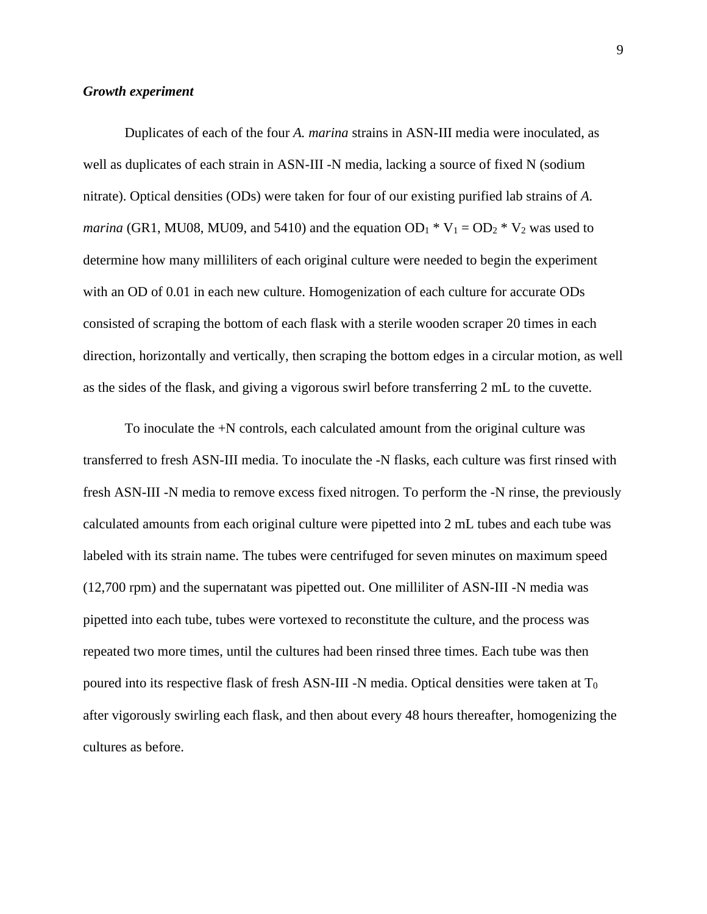***Growth experiment***

Duplicates of each of the four *A. marina* strains in ASN-III media were inoculated, as well as duplicates of each strain in ASN-III -N media, lacking a source of fixed N (sodium nitrate). Optical densities (ODs) were taken for four of our existing purified lab strains of *A. marina* (GR1, MU08, MU09, and 5410) and the equation $OD_1 * V_1 = OD_2 * V_2$ was used to determine how many milliliters of each original culture were needed to begin the experiment with an OD of 0.01 in each new culture. Homogenization of each culture for accurate ODs consisted of scraping the bottom of each flask with a sterile wooden scraper 20 times in each direction, horizontally and vertically, then scraping the bottom edges in a circular motion, as well as the sides of the flask, and giving a vigorous swirl before transferring 2 mL to the cuvette.

To inoculate the +N controls, each calculated amount from the original culture was transferred to fresh ASN-III media. To inoculate the -N flasks, each culture was first rinsed with fresh ASN-III -N media to remove excess fixed nitrogen. To perform the -N rinse, the previously calculated amounts from each original culture were pipetted into 2 mL tubes and each tube was labeled with its strain name. The tubes were centrifuged for seven minutes on maximum speed (12,700 rpm) and the supernatant was pipetted out. One milliliter of ASN-III -N media was pipetted into each tube, tubes were vortexed to reconstitute the culture, and the process was repeated two more times, until the cultures had been rinsed three times. Each tube was then poured into its respective flask of fresh ASN-III -N media. Optical densities were taken at $T_0$ after vigorously swirling each flask, and then about every 48 hours thereafter, homogenizing the cultures as before.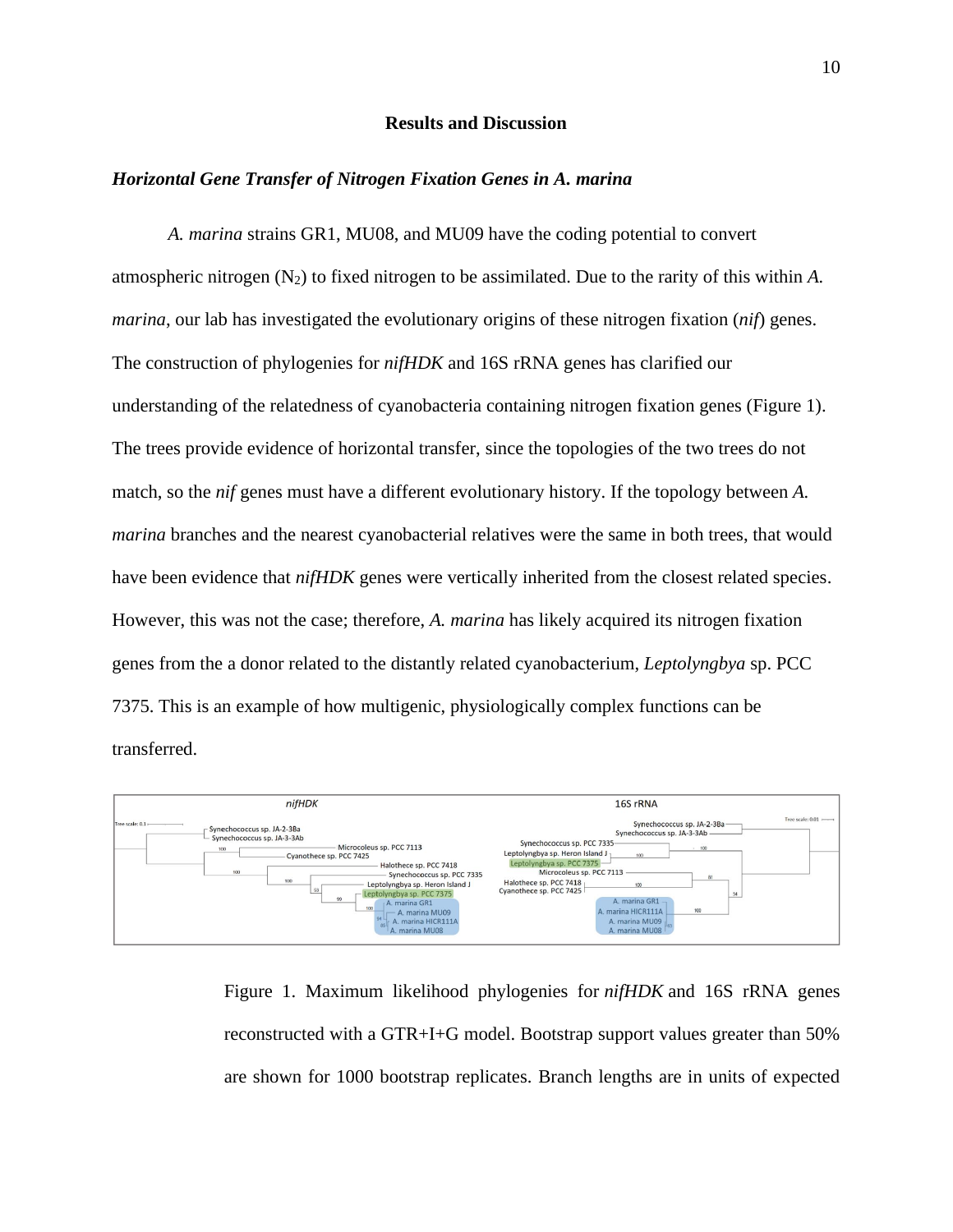## Results and Discussion

### *Horizontal Gene Transfer of Nitrogen Fixation Genes in A. marina*

*A. marina* strains GR1, MU08, and MU09 have the coding potential to convert atmospheric nitrogen ($N_2$) to fixed nitrogen to be assimilated. Due to the rarity of this within *A. marina*, our lab has investigated the evolutionary origins of these nitrogen fixation (*nif*) genes. The construction of phylogenies for *nifHDK* and 16S rRNA genes has clarified our understanding of the relatedness of cyanobacteria containing nitrogen fixation genes (Figure 1). The trees provide evidence of horizontal transfer, since the topologies of the two trees do not match, so the *nif* genes must have a different evolutionary history. If the topology between *A. marina* branches and the nearest cyanobacterial relatives were the same in both trees, that would have been evidence that *nifHDK* genes were vertically inherited from the closest related species. However, this was not the case; therefore, *A. marina* has likely acquired its nitrogen fixation genes from the a donor related to the distantly related cyanobacterium, *Leptolyngbya* sp. PCC 7375. This is an example of how multigenic, physiologically complex functions can be transferred.

Figure 1. Maximum likelihood phylogenies for *nifHDK* and 16S rRNA genes reconstructed with a GTR+I+G model. Bootstrap support values greater than 50% are shown for 1000 bootstrap replicates. Branch lengths are in units of expected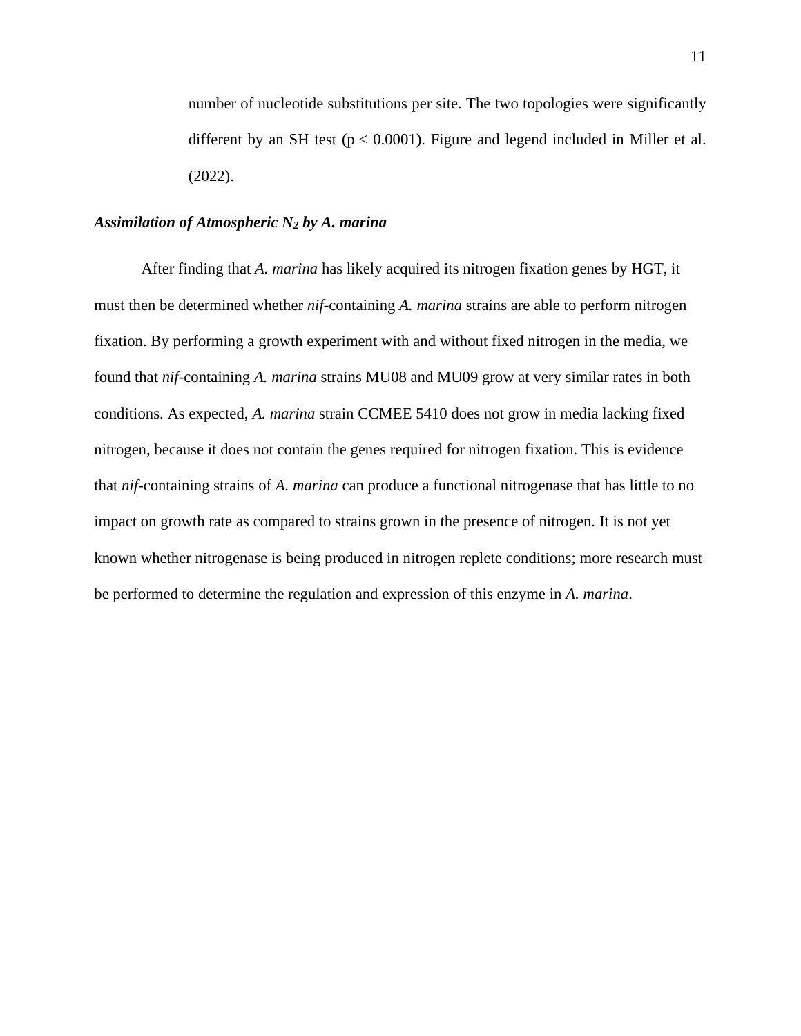number of nucleotide substitutions per site. The two topologies were significantly different by an SH test ($p < 0.0001$). Figure and legend included in Miller et al. (2022).

### ***Assimilation of Atmospheric $N_2$ by A. marina***

After finding that *A. marina* has likely acquired its nitrogen fixation genes by HGT, it must then be determined whether *nif*-containing *A. marina* strains are able to perform nitrogen fixation. By performing a growth experiment with and without fixed nitrogen in the media, we found that *nif*-containing *A. marina* strains MU08 and MU09 grow at very similar rates in both conditions. As expected, *A. marina* strain CCMEE 5410 does not grow in media lacking fixed nitrogen, because it does not contain the genes required for nitrogen fixation. This is evidence that *nif*-containing strains of *A. marina* can produce a functional nitrogenase that has little to no impact on growth rate as compared to strains grown in the presence of nitrogen. It is not yet known whether nitrogenase is being produced in nitrogen replete conditions; more research must be performed to determine the regulation and expression of this enzyme in *A. marina*.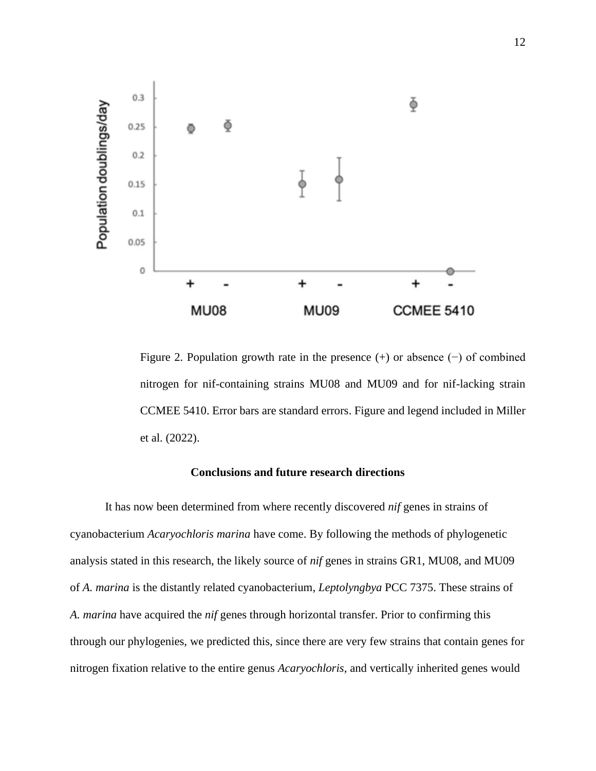Figure 2. Population growth rate in the presence (+) or absence (−) of combined nitrogen for nif-containing strains MU08 and MU09 and for nif-lacking strain CCMEE 5410. Error bars are standard errors. Figure and legend included in Miller et al. (2022).

## Conclusions and future research directions

It has now been determined from where recently discovered *nif* genes in strains of cyanobacterium *Acaryochloris marina* have come. By following the methods of phylogenetic analysis stated in this research, the likely source of *nif* genes in strains GR1, MU08, and MU09 of *A. marina* is the distantly related cyanobacterium, *Leptolyngbya* PCC 7375. These strains of *A. marina* have acquired the *nif* genes through horizontal transfer. Prior to confirming this through our phylogenies, we predicted this, since there are very few strains that contain genes for nitrogen fixation relative to the entire genus *Acaryochloris*, and vertically inherited genes would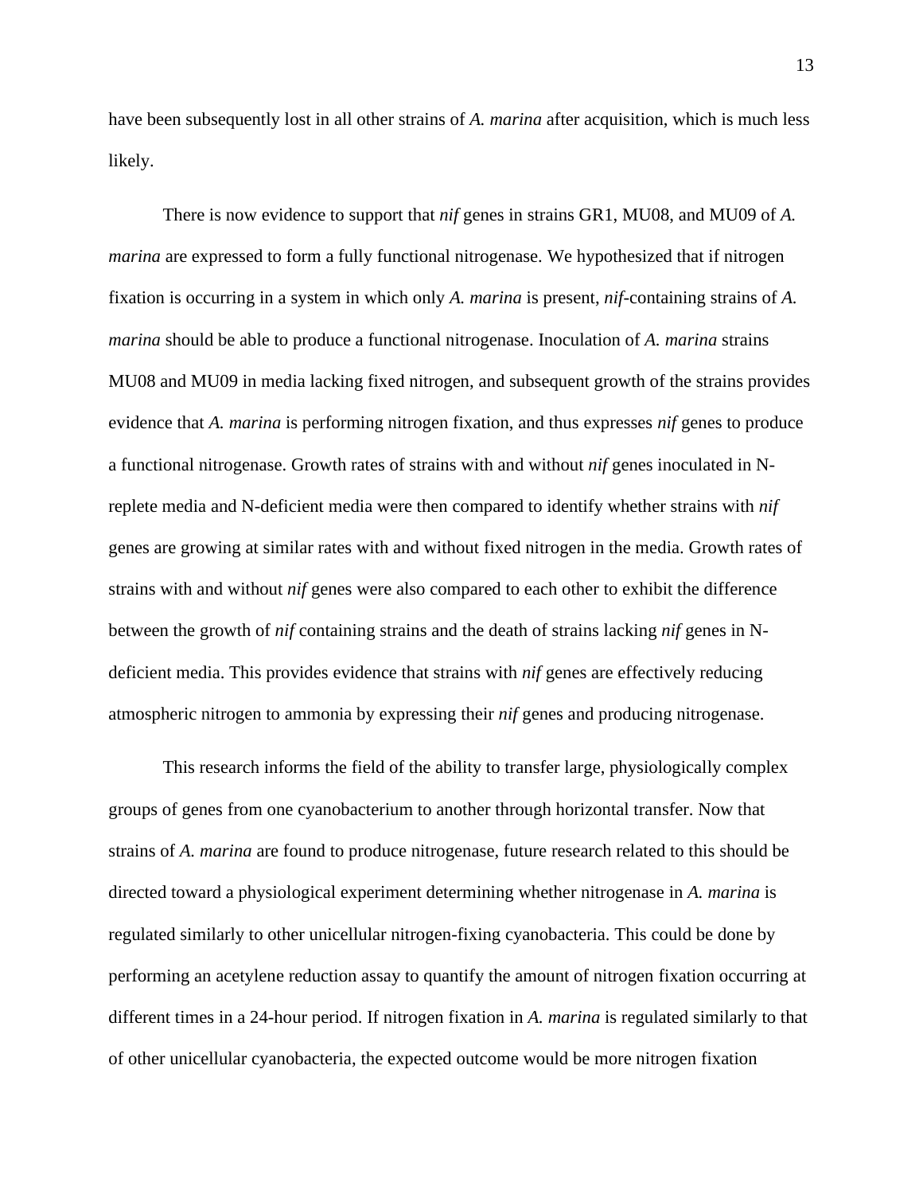have been subsequently lost in all other strains of *A. marina* after acquisition, which is much less likely.

There is now evidence to support that *nif* genes in strains GR1, MU08, and MU09 of *A. marina* are expressed to form a fully functional nitrogenase. We hypothesized that if nitrogen fixation is occurring in a system in which only *A. marina* is present, *nif*-containing strains of *A. marina* should be able to produce a functional nitrogenase. Inoculation of *A. marina* strains MU08 and MU09 in media lacking fixed nitrogen, and subsequent growth of the strains provides evidence that *A. marina* is performing nitrogen fixation, and thus expresses *nif* genes to produce a functional nitrogenase. Growth rates of strains with and without *nif* genes inoculated in N-replete media and N-deficient media were then compared to identify whether strains with *nif* genes are growing at similar rates with and without fixed nitrogen in the media. Growth rates of strains with and without *nif* genes were also compared to each other to exhibit the difference between the growth of *nif* containing strains and the death of strains lacking *nif* genes in N-deficient media. This provides evidence that strains with *nif* genes are effectively reducing atmospheric nitrogen to ammonia by expressing their *nif* genes and producing nitrogenase.

This research informs the field of the ability to transfer large, physiologically complex groups of genes from one cyanobacterium to another through horizontal transfer. Now that strains of *A. marina* are found to produce nitrogenase, future research related to this should be directed toward a physiological experiment determining whether nitrogenase in *A. marina* is regulated similarly to other unicellular nitrogen-fixing cyanobacteria. This could be done by performing an acetylene reduction assay to quantify the amount of nitrogen fixation occurring at different times in a 24-hour period. If nitrogen fixation in *A. marina* is regulated similarly to that of other unicellular cyanobacteria, the expected outcome would be more nitrogen fixation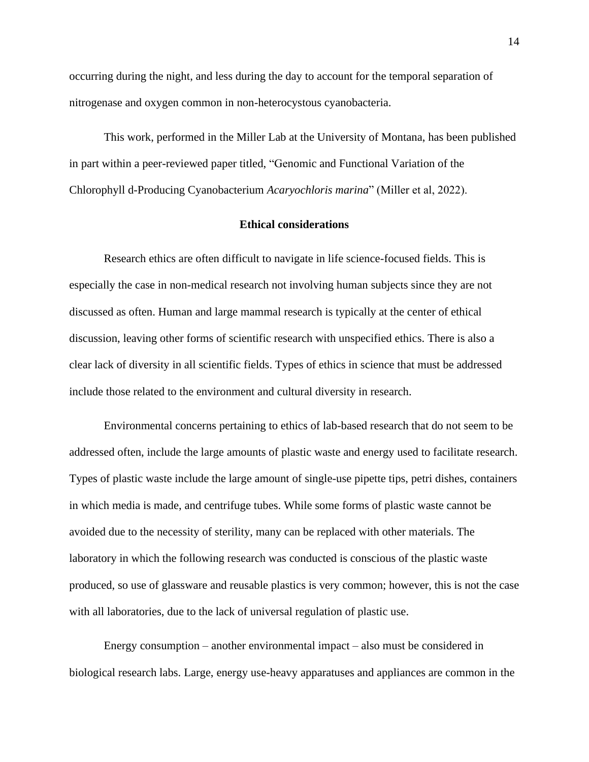occurring during the night, and less during the day to account for the temporal separation of nitrogenase and oxygen common in non-heterocystous cyanobacteria.

This work, performed in the Miller Lab at the University of Montana, has been published in part within a peer-reviewed paper titled, "Genomic and Functional Variation of the Chlorophyll d-Producing Cyanobacterium *Acaryochloris marina*" (Miller et al, 2022).

## Ethical considerations

Research ethics are often difficult to navigate in life science-focused fields. This is especially the case in non-medical research not involving human subjects since they are not discussed as often. Human and large mammal research is typically at the center of ethical discussion, leaving other forms of scientific research with unspecified ethics. There is also a clear lack of diversity in all scientific fields. Types of ethics in science that must be addressed include those related to the environment and cultural diversity in research.

Environmental concerns pertaining to ethics of lab-based research that do not seem to be addressed often, include the large amounts of plastic waste and energy used to facilitate research. Types of plastic waste include the large amount of single-use pipette tips, petri dishes, containers in which media is made, and centrifuge tubes. While some forms of plastic waste cannot be avoided due to the necessity of sterility, many can be replaced with other materials. The laboratory in which the following research was conducted is conscious of the plastic waste produced, so use of glassware and reusable plastics is very common; however, this is not the case with all laboratories, due to the lack of universal regulation of plastic use.

Energy consumption – another environmental impact – also must be considered in biological research labs. Large, energy use-heavy apparatuses and appliances are common in the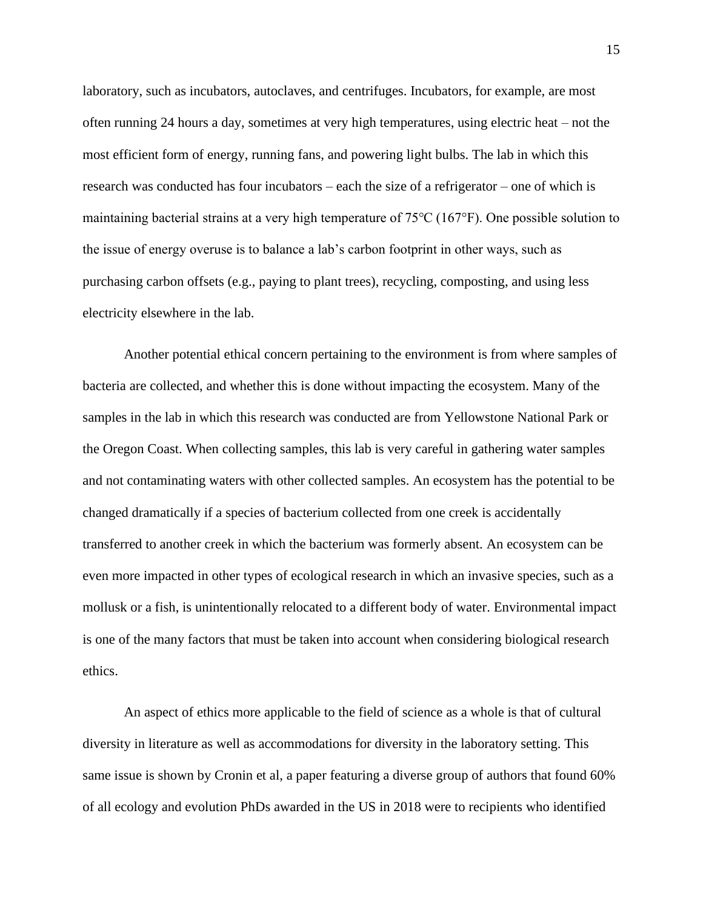laboratory, such as incubators, autoclaves, and centrifuges. Incubators, for example, are most often running 24 hours a day, sometimes at very high temperatures, using electric heat – not the most efficient form of energy, running fans, and powering light bulbs. The lab in which this research was conducted has four incubators – each the size of a refrigerator – one of which is maintaining bacterial strains at a very high temperature of 75℃ (167°F). One possible solution to the issue of energy overuse is to balance a lab's carbon footprint in other ways, such as purchasing carbon offsets (e.g., paying to plant trees), recycling, composting, and using less electricity elsewhere in the lab.

Another potential ethical concern pertaining to the environment is from where samples of bacteria are collected, and whether this is done without impacting the ecosystem. Many of the samples in the lab in which this research was conducted are from Yellowstone National Park or the Oregon Coast. When collecting samples, this lab is very careful in gathering water samples and not contaminating waters with other collected samples. An ecosystem has the potential to be changed dramatically if a species of bacterium collected from one creek is accidentally transferred to another creek in which the bacterium was formerly absent. An ecosystem can be even more impacted in other types of ecological research in which an invasive species, such as a mollusk or a fish, is unintentionally relocated to a different body of water. Environmental impact is one of the many factors that must be taken into account when considering biological research ethics.

An aspect of ethics more applicable to the field of science as a whole is that of cultural diversity in literature as well as accommodations for diversity in the laboratory setting. This same issue is shown by Cronin et al, a paper featuring a diverse group of authors that found 60% of all ecology and evolution PhDs awarded in the US in 2018 were to recipients who identified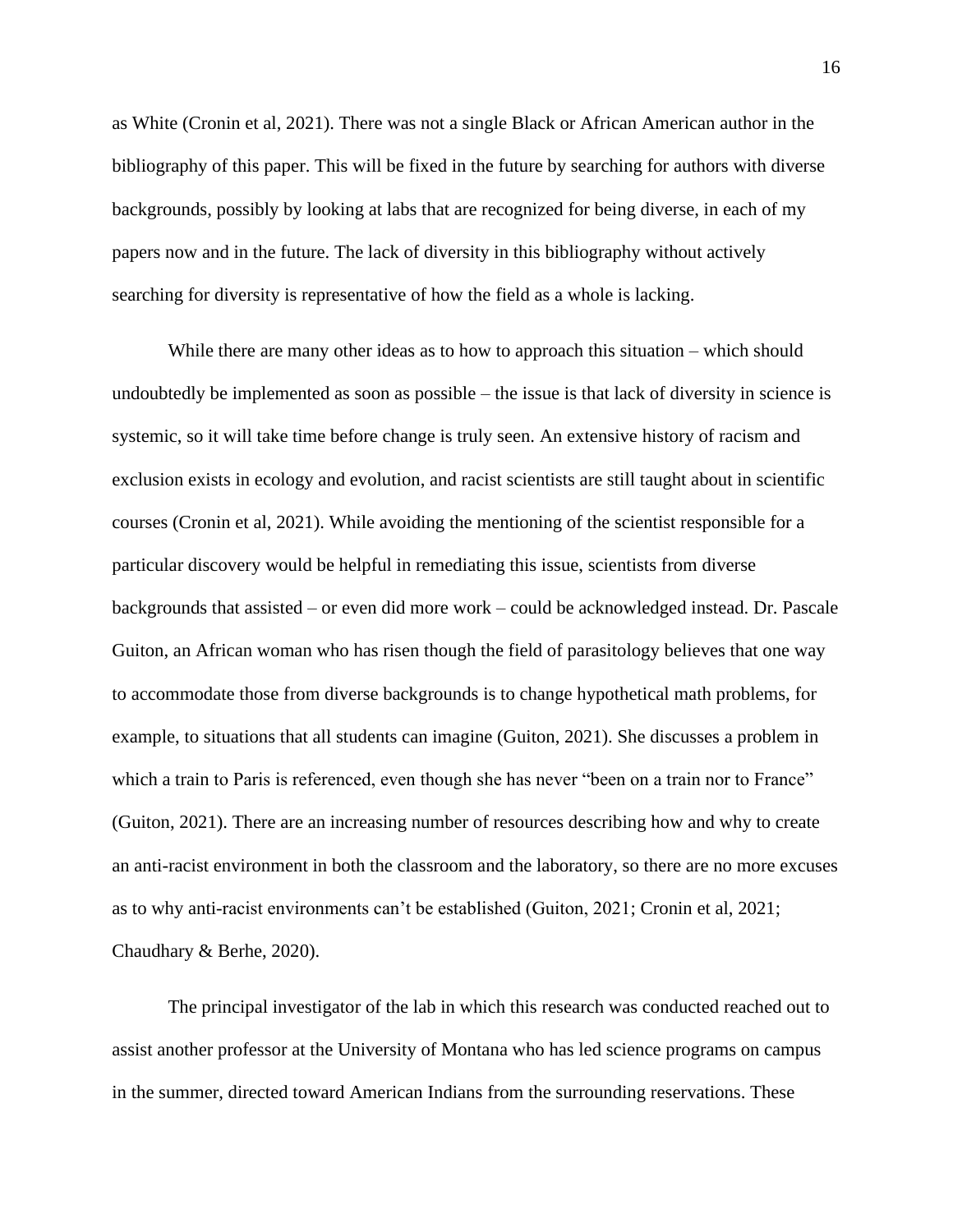as White (Cronin et al, 2021). There was not a single Black or African American author in the bibliography of this paper. This will be fixed in the future by searching for authors with diverse backgrounds, possibly by looking at labs that are recognized for being diverse, in each of my papers now and in the future. The lack of diversity in this bibliography without actively searching for diversity is representative of how the field as a whole is lacking.

While there are many other ideas as to how to approach this situation – which should undoubtedly be implemented as soon as possible – the issue is that lack of diversity in science is systemic, so it will take time before change is truly seen. An extensive history of racism and exclusion exists in ecology and evolution, and racist scientists are still taught about in scientific courses (Cronin et al, 2021). While avoiding the mentioning of the scientist responsible for a particular discovery would be helpful in remediating this issue, scientists from diverse backgrounds that assisted – or even did more work – could be acknowledged instead. Dr. Pascale Guiton, an African woman who has risen though the field of parasitology believes that one way to accommodate those from diverse backgrounds is to change hypothetical math problems, for example, to situations that all students can imagine (Guiton, 2021). She discusses a problem in which a train to Paris is referenced, even though she has never "been on a train nor to France" (Guiton, 2021). There are an increasing number of resources describing how and why to create an anti-racist environment in both the classroom and the laboratory, so there are no more excuses as to why anti-racist environments can't be established (Guiton, 2021; Cronin et al, 2021; Chaudhary & Berhe, 2020).

The principal investigator of the lab in which this research was conducted reached out to assist another professor at the University of Montana who has led science programs on campus in the summer, directed toward American Indians from the surrounding reservations. These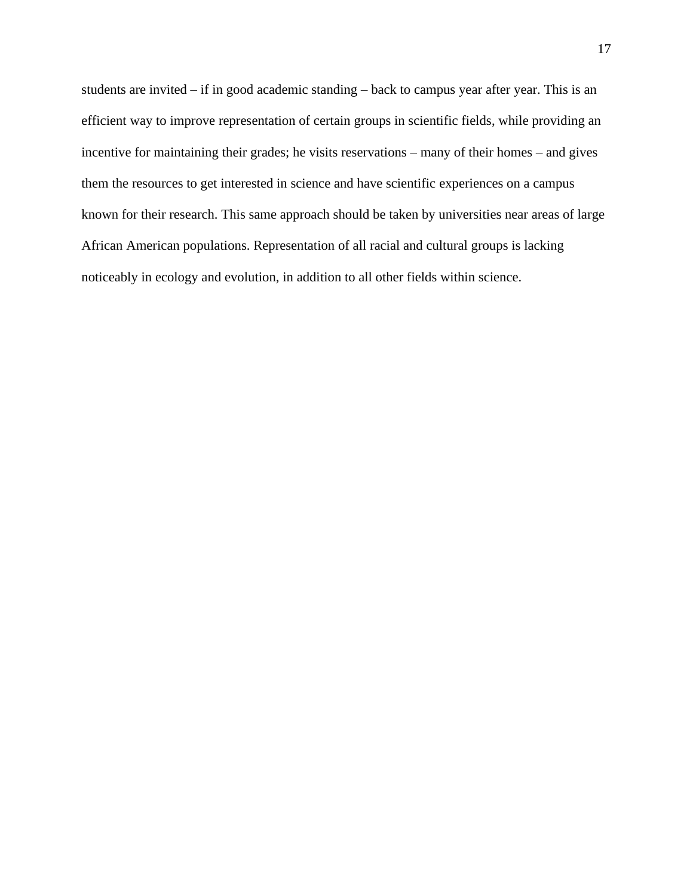students are invited – if in good academic standing – back to campus year after year. This is an efficient way to improve representation of certain groups in scientific fields, while providing an incentive for maintaining their grades; he visits reservations – many of their homes – and gives them the resources to get interested in science and have scientific experiences on a campus known for their research. This same approach should be taken by universities near areas of large African American populations. Representation of all racial and cultural groups is lacking noticeably in ecology and evolution, in addition to all other fields within science.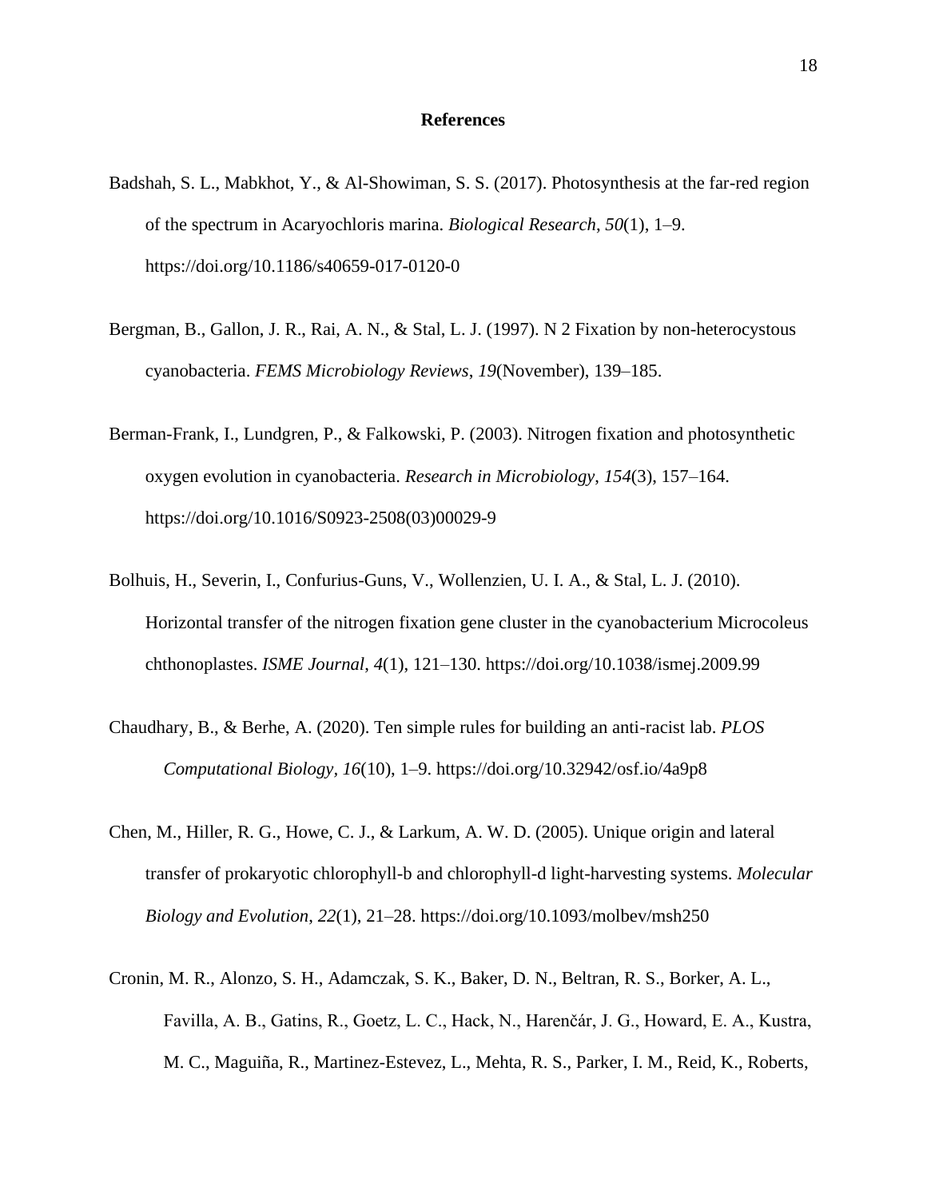# References

Badshah, S. L., Mabkhot, Y., & Al-Showiman, S. S. (2017). Photosynthesis at the far-red region of the spectrum in Acaryochloris marina. *Biological Research*, *50*(1), 1–9. https://doi.org/10.1186/s40659-017-0120-0

Bergman, B., Gallon, J. R., Rai, A. N., & Stal, L. J. (1997). N 2 Fixation by non-heterocystous cyanobacteria. *FEMS Microbiology Reviews*, *19*(November), 139–185.

Berman-Frank, I., Lundgren, P., & Falkowski, P. (2003). Nitrogen fixation and photosynthetic oxygen evolution in cyanobacteria. *Research in Microbiology*, *154*(3), 157–164. https://doi.org/10.1016/S0923-2508(03)00029-9

Bolhuis, H., Severin, I., Confurius-Guns, V., Wollenzien, U. I. A., & Stal, L. J. (2010). Horizontal transfer of the nitrogen fixation gene cluster in the cyanobacterium Microcoleus chthonoplastes. *ISME Journal*, *4*(1), 121–130. https://doi.org/10.1038/ismej.2009.99

Chaudhary, B., & Berhe, A. (2020). Ten simple rules for building an anti-racist lab. *PLOS Computational Biology*, *16*(10), 1–9. https://doi.org/10.32942/osf.io/4a9p8

Chen, M., Hiller, R. G., Howe, C. J., & Larkum, A. W. D. (2005). Unique origin and lateral transfer of prokaryotic chlorophyll-b and chlorophyll-d light-harvesting systems. *Molecular Biology and Evolution*, *22*(1), 21–28. https://doi.org/10.1093/molbev/msh250

Cronin, M. R., Alonzo, S. H., Adamczak, S. K., Baker, D. N., Beltran, R. S., Borker, A. L., Favilla, A. B., Gatins, R., Goetz, L. C., Hack, N., Harenčár, J. G., Howard, E. A., Kustra, M. C., Maguiña, R., Martinez-Estevez, L., Mehta, R. S., Parker, I. M., Reid, K., Roberts,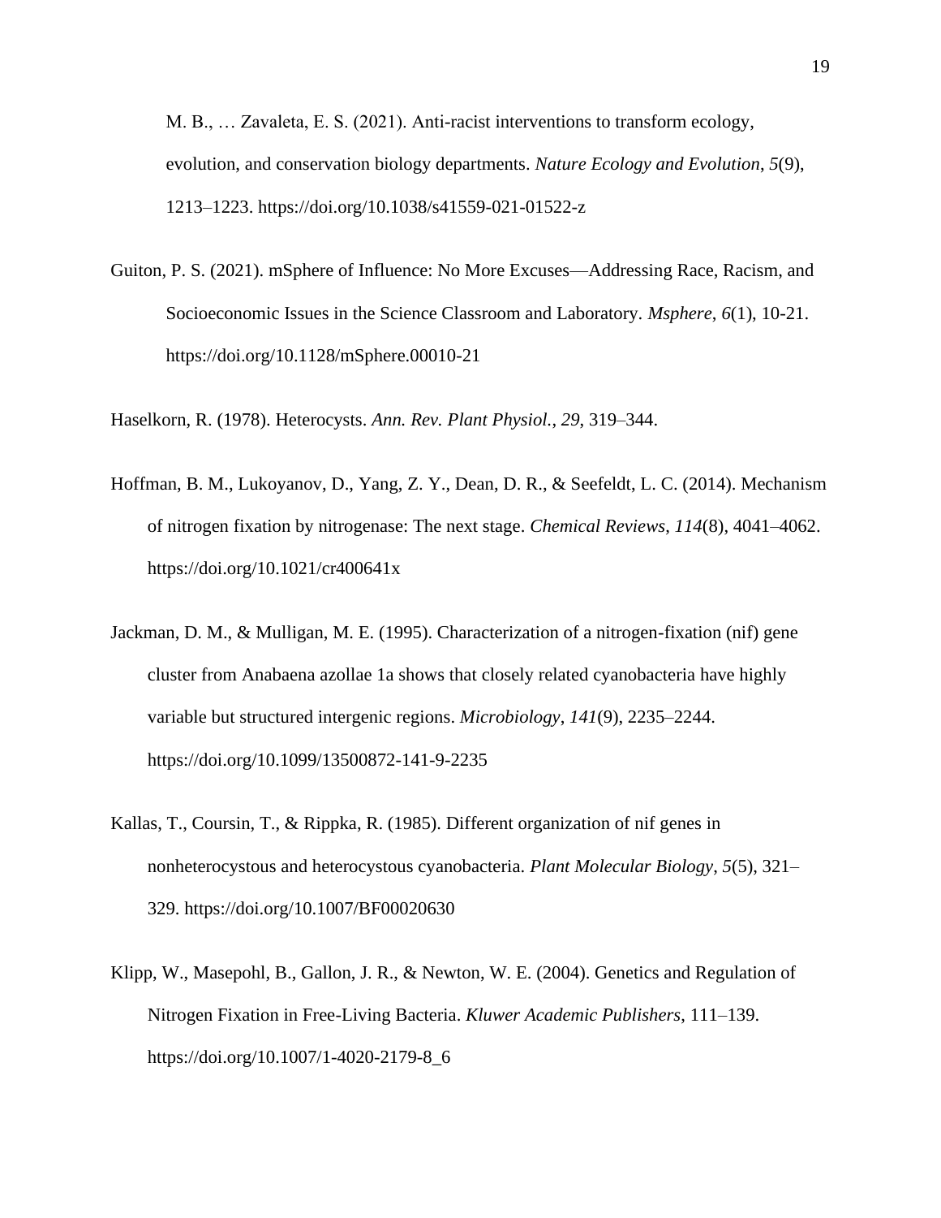M. B., … Zavaleta, E. S. (2021). Anti-racist interventions to transform ecology, evolution, and conservation biology departments. *Nature Ecology and Evolution*, *5*(9), 1213–1223. https://doi.org/10.1038/s41559-021-01522-z

Guiton, P. S. (2021). mSphere of Influence: No More Excuses—Addressing Race, Racism, and Socioeconomic Issues in the Science Classroom and Laboratory. *Msphere*, *6*(1), 10-21. https://doi.org/10.1128/mSphere.00010-21

Haselkorn, R. (1978). Heterocysts. *Ann. Rev. Plant Physiol.*, *29*, 319–344.

Hoffman, B. M., Lukoyanov, D., Yang, Z. Y., Dean, D. R., & Seefeldt, L. C. (2014). Mechanism of nitrogen fixation by nitrogenase: The next stage. *Chemical Reviews*, *114*(8), 4041–4062. https://doi.org/10.1021/cr400641x

Jackman, D. M., & Mulligan, M. E. (1995). Characterization of a nitrogen-fixation (nif) gene cluster from Anabaena azollae 1a shows that closely related cyanobacteria have highly variable but structured intergenic regions. *Microbiology*, *141*(9), 2235–2244. https://doi.org/10.1099/13500872-141-9-2235

Kallas, T., Coursin, T., & Rippka, R. (1985). Different organization of nif genes in nonheterocystous and heterocystous cyanobacteria. *Plant Molecular Biology*, *5*(5), 321–329. https://doi.org/10.1007/BF00020630

Klipp, W., Masepohl, B., Gallon, J. R., & Newton, W. E. (2004). Genetics and Regulation of Nitrogen Fixation in Free-Living Bacteria. *Kluwer Academic Publishers*, 111–139. https://doi.org/10.1007/1-4020-2179-8_6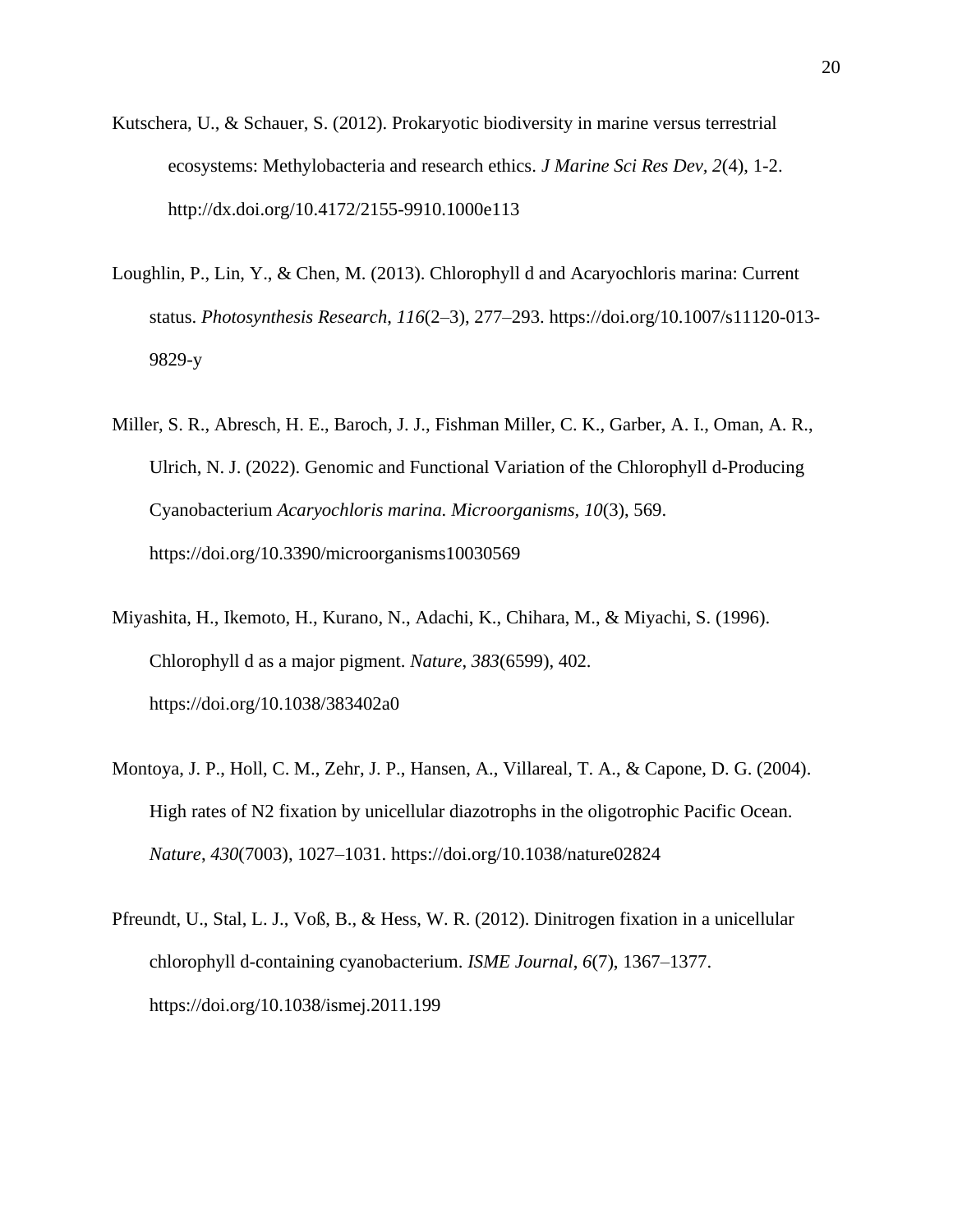Kutschera, U., & Schauer, S. (2012). Prokaryotic biodiversity in marine versus terrestrial ecosystems: Methylobacteria and research ethics. *J Marine Sci Res Dev*, *2*(4), 1-2. http://dx.doi.org/10.4172/2155-9910.1000e113

Loughlin, P., Lin, Y., & Chen, M. (2013). Chlorophyll d and Acaryochloris marina: Current status. *Photosynthesis Research*, *116*(2–3), 277–293. https://doi.org/10.1007/s11120-013-9829-y

Miller, S. R., Abresch, H. E., Baroch, J. J., Fishman Miller, C. K., Garber, A. I., Oman, A. R., Ulrich, N. J. (2022). Genomic and Functional Variation of the Chlorophyll d-Producing Cyanobacterium *Acaryochloris marina. Microorganisms*, *10*(3), 569. https://doi.org/10.3390/microorganisms10030569

Miyashita, H., Ikemoto, H., Kurano, N., Adachi, K., Chihara, M., & Miyachi, S. (1996). Chlorophyll d as a major pigment. *Nature*, *383*(6599), 402. https://doi.org/10.1038/383402a0

Montoya, J. P., Holl, C. M., Zehr, J. P., Hansen, A., Villareal, T. A., & Capone, D. G. (2004). High rates of N2 fixation by unicellular diazotrophs in the oligotrophic Pacific Ocean. *Nature*, *430*(7003), 1027–1031. https://doi.org/10.1038/nature02824

Pfreundt, U., Stal, L. J., Voß, B., & Hess, W. R. (2012). Dinitrogen fixation in a unicellular chlorophyll d-containing cyanobacterium. *ISME Journal*, *6*(7), 1367–1377. https://doi.org/10.1038/ismej.2011.199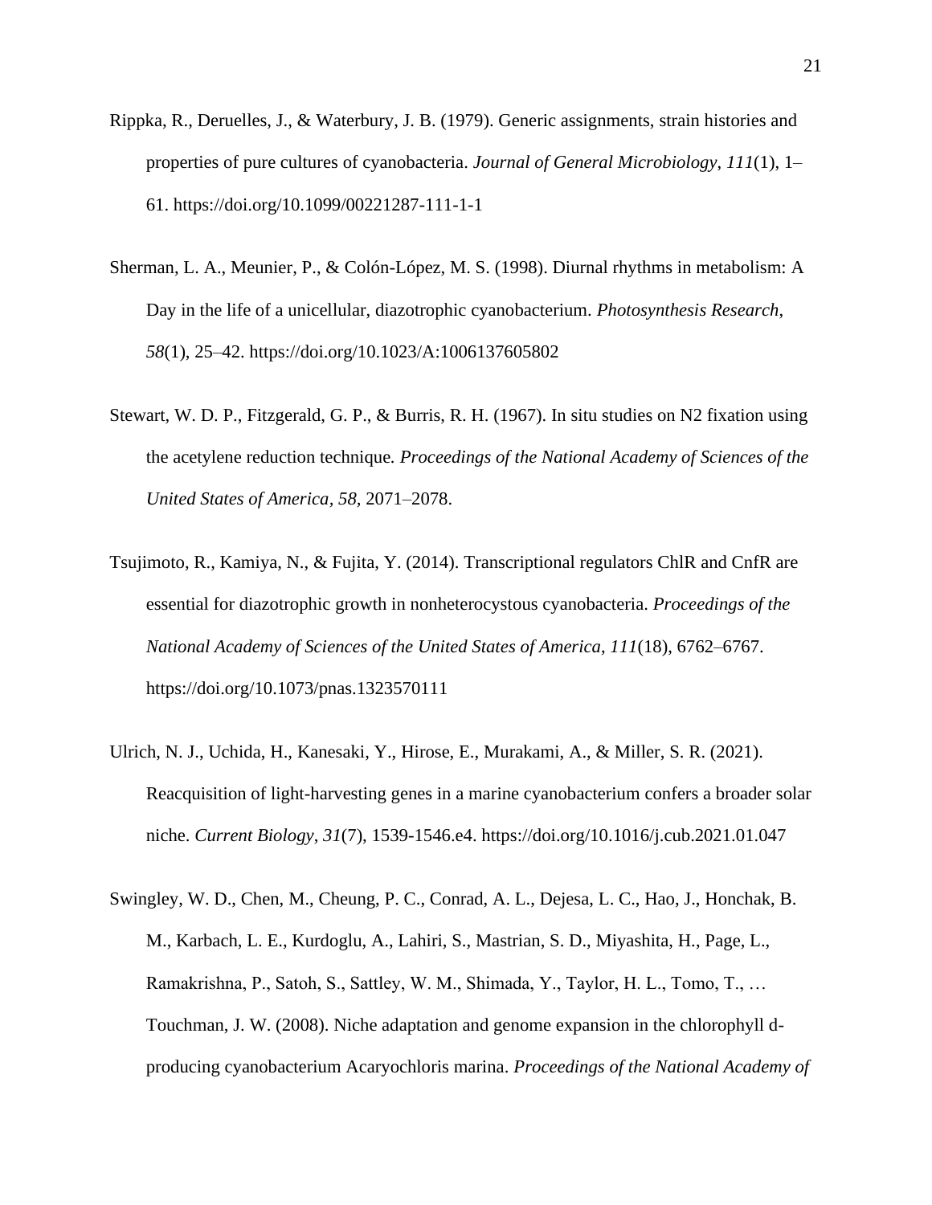Rippka, R., Deruelles, J., & Waterbury, J. B. (1979). Generic assignments, strain histories and properties of pure cultures of cyanobacteria. *Journal of General Microbiology, 111*(1), 1–61. https://doi.org/10.1099/00221287-111-1-1

Sherman, L. A., Meunier, P., & Colón-López, M. S. (1998). Diurnal rhythms in metabolism: A Day in the life of a unicellular, diazotrophic cyanobacterium. *Photosynthesis Research*, *58*(1), 25–42. https://doi.org/10.1023/A:1006137605802

Stewart, W. D. P., Fitzgerald, G. P., & Burris, R. H. (1967). In situ studies on N2 fixation using the acetylene reduction technique*. Proceedings of the National Academy of Sciences of the United States of America*, *58,* 2071–2078.

Tsujimoto, R., Kamiya, N., & Fujita, Y. (2014). Transcriptional regulators ChlR and CnfR are essential for diazotrophic growth in nonheterocystous cyanobacteria. *Proceedings of the National Academy of Sciences of the United States of America, 111*(18), 6762–6767. https://doi.org/10.1073/pnas.1323570111

Ulrich, N. J., Uchida, H., Kanesaki, Y., Hirose, E., Murakami, A., & Miller, S. R. (2021). Reacquisition of light-harvesting genes in a marine cyanobacterium confers a broader solar niche. *Current Biology*, *31*(7), 1539-1546.e4. https://doi.org/10.1016/j.cub.2021.01.047

Swingley, W. D., Chen, M., Cheung, P. C., Conrad, A. L., Dejesa, L. C., Hao, J., Honchak, B. M., Karbach, L. E., Kurdoglu, A., Lahiri, S., Mastrian, S. D., Miyashita, H., Page, L., Ramakrishna, P., Satoh, S., Sattley, W. M., Shimada, Y., Taylor, H. L., Tomo, T., … Touchman, J. W. (2008). Niche adaptation and genome expansion in the chlorophyll d-producing cyanobacterium Acaryochloris marina. *Proceedings of the National Academy of*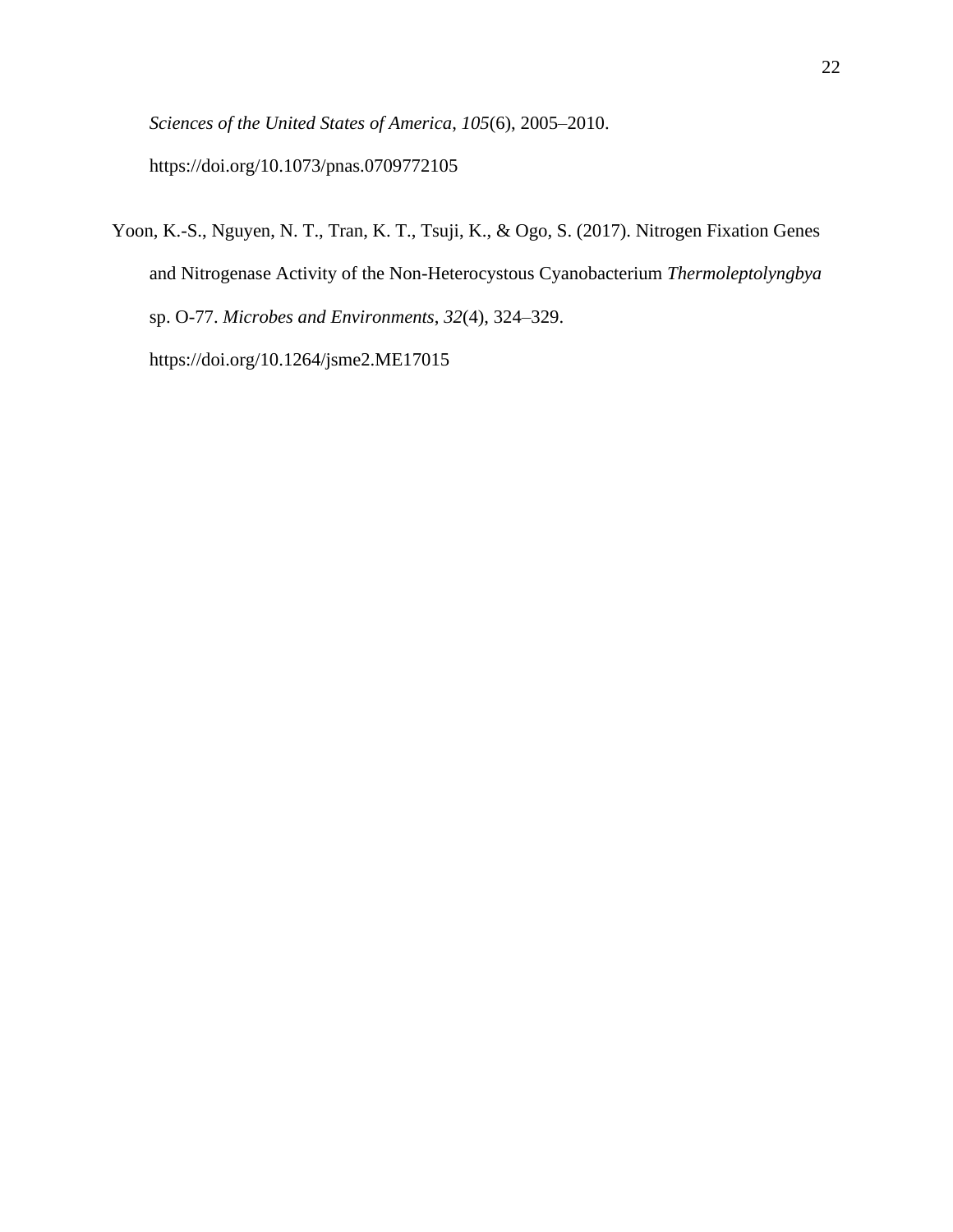*Sciences of the United States of America*, *105*(6), 2005–2010. https://doi.org/10.1073/pnas.0709772105

Yoon, K.-S., Nguyen, N. T., Tran, K. T., Tsuji, K., & Ogo, S. (2017). Nitrogen Fixation Genes and Nitrogenase Activity of the Non-Heterocystous Cyanobacterium *Thermoleptolyngbya* sp. O-77. *Microbes and Environments*, *32*(4), 324–329. https://doi.org/10.1264/jsme2.ME17015